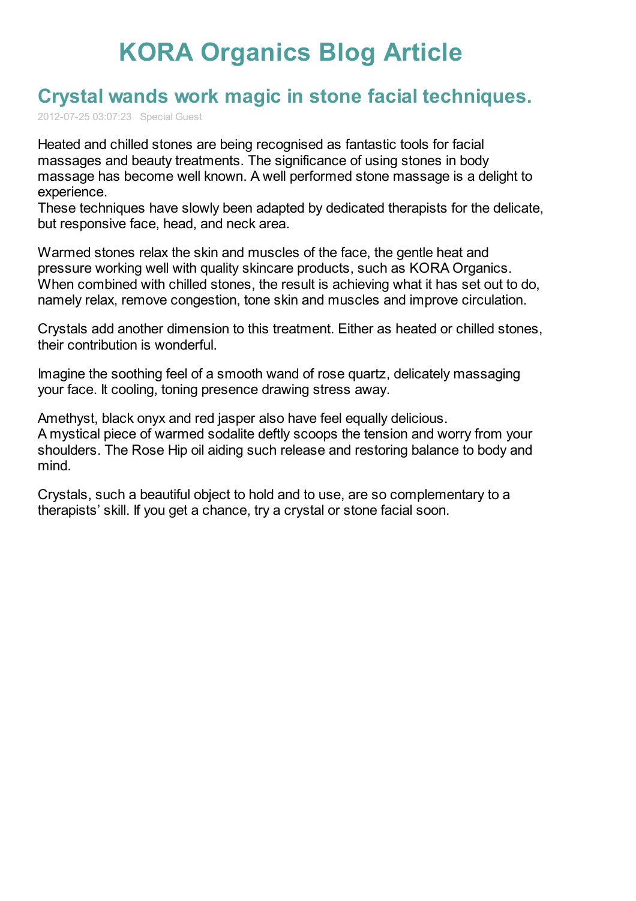# KORA Organics Blog Article

## Crystal wands work magic in stone facial techniques.

2012-07-25 03:07:23 Special Guest

Heated and chilled stones are being recognised as fantastic tools for facial massages and beauty treatments. The significance of using stones in body massage has become well known. A well performed stone massage is a delight to experience.
These techniques have slowly been adapted by dedicated therapists for the delicate, but responsive face, head, and neck area.

Warmed stones relax the skin and muscles of the face, the gentle heat and pressure working well with quality skincare products, such as KORA Organics. When combined with chilled stones, the result is achieving what it has set out to do, namely relax, remove congestion, tone skin and muscles and improve circulation.

Crystals add another dimension to this treatment. Either as heated or chilled stones, their contribution is wonderful.

Imagine the soothing feel of a smooth wand of rose quartz, delicately massaging your face. It cooling, toning presence drawing stress away.

Amethyst, black onyx and red jasper also have feel equally delicious.
A mystical piece of warmed sodalite deftly scoops the tension and worry from your shoulders. The Rose Hip oil aiding such release and restoring balance to body and mind.

Crystals, such a beautiful object to hold and to use, are so complementary to a therapists' skill. If you get a chance, try a crystal or stone facial soon.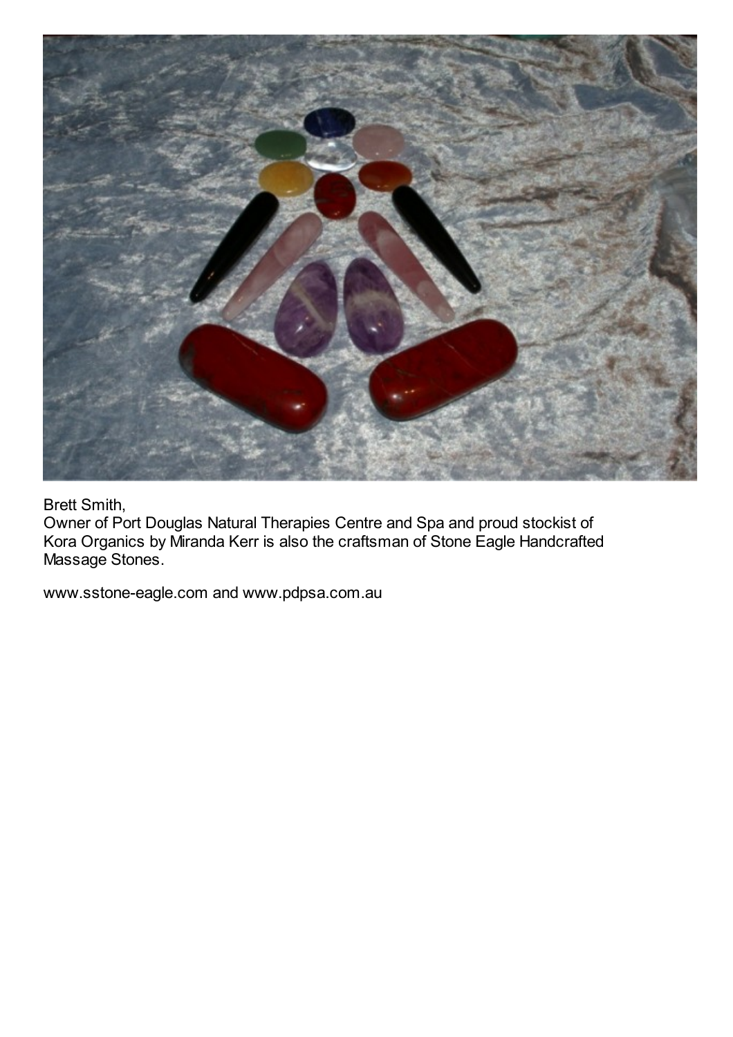Brett Smith,
Owner of Port Douglas Natural Therapies Centre and Spa and proud stockist of Kora Organics by Miranda Kerr is also the craftsman of Stone Eagle Handcrafted Massage Stones.

www.sstone-eagle.com and www.pdpsa.com.au